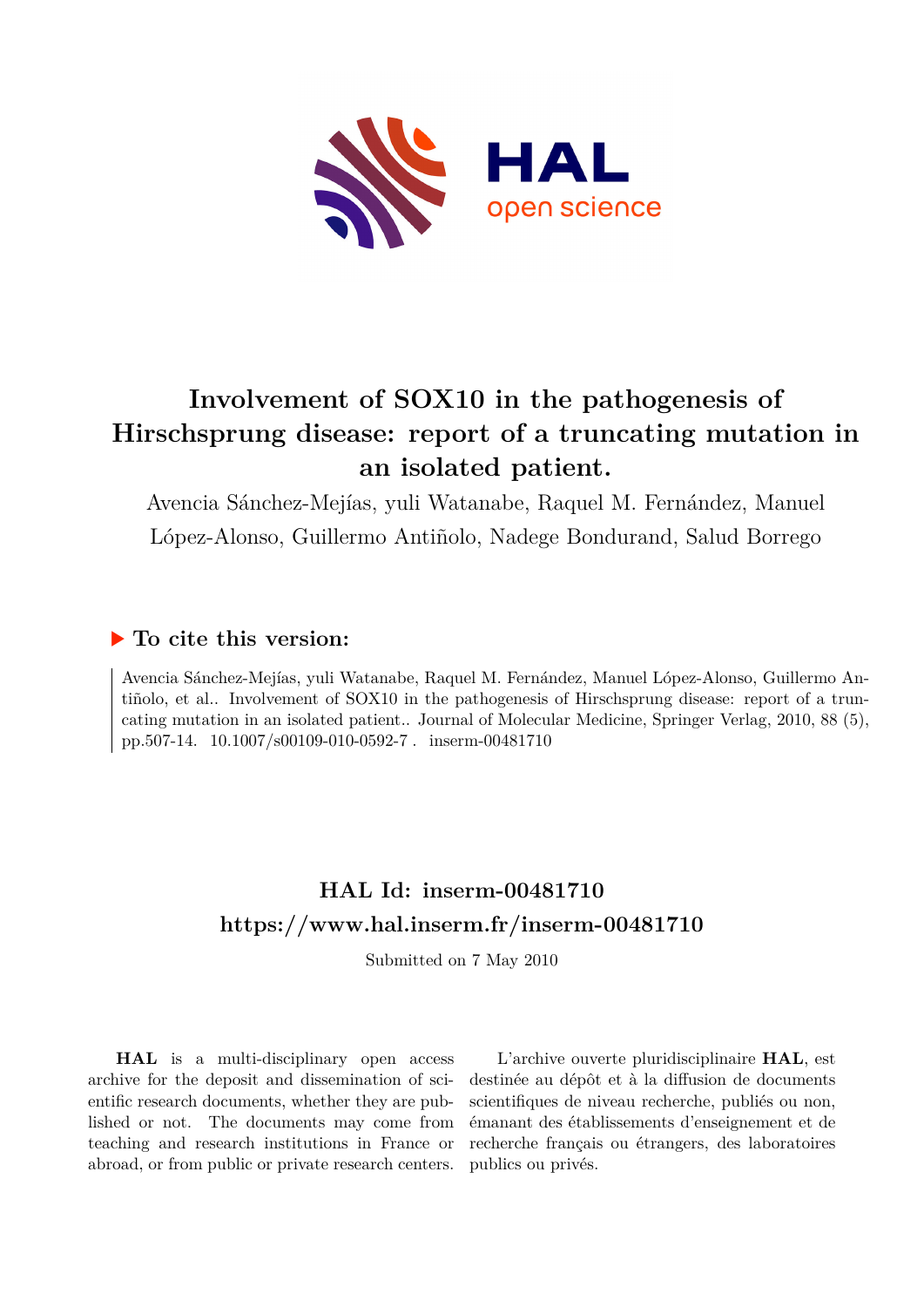# Involvement of SOX10 in the pathogenesis of Hirschsprung disease: report of a truncating mutation in an isolated patient.

Avencia Sánchez-Mejías, yuli Watanabe, Raquel M. Fernández, Manuel López-Alonso, Guillermo Antiñolo, Nadege Bondurand, Salud Borrego

## ▶ To cite this version:

Avencia Sánchez-Mejías, yuli Watanabe, Raquel M. Fernández, Manuel López-Alonso, Guillermo Antiñolo, et al.. Involvement of SOX10 in the pathogenesis of Hirschsprung disease: report of a truncating mutation in an isolated patient.. Journal of Molecular Medicine, Springer Verlag, 2010, 88 (5), pp.507-14. 10.1007/s00109-010-0592-7 . inserm-00481710

## HAL Id: inserm-00481710
## https://www.hal.inserm.fr/inserm-00481710

Submitted on 7 May 2010

**HAL** is a multi-disciplinary open access archive for the deposit and dissemination of scientific research documents, whether they are published or not. The documents may come from teaching and research institutions in France or abroad, or from public or private research centers.

L'archive ouverte pluridisciplinaire **HAL**, est destinée au dépôt et à la diffusion de documents scientifiques de niveau recherche, publiés ou non, émanant des établissements d'enseignement et de recherche français ou étrangers, des laboratoires publics ou privés.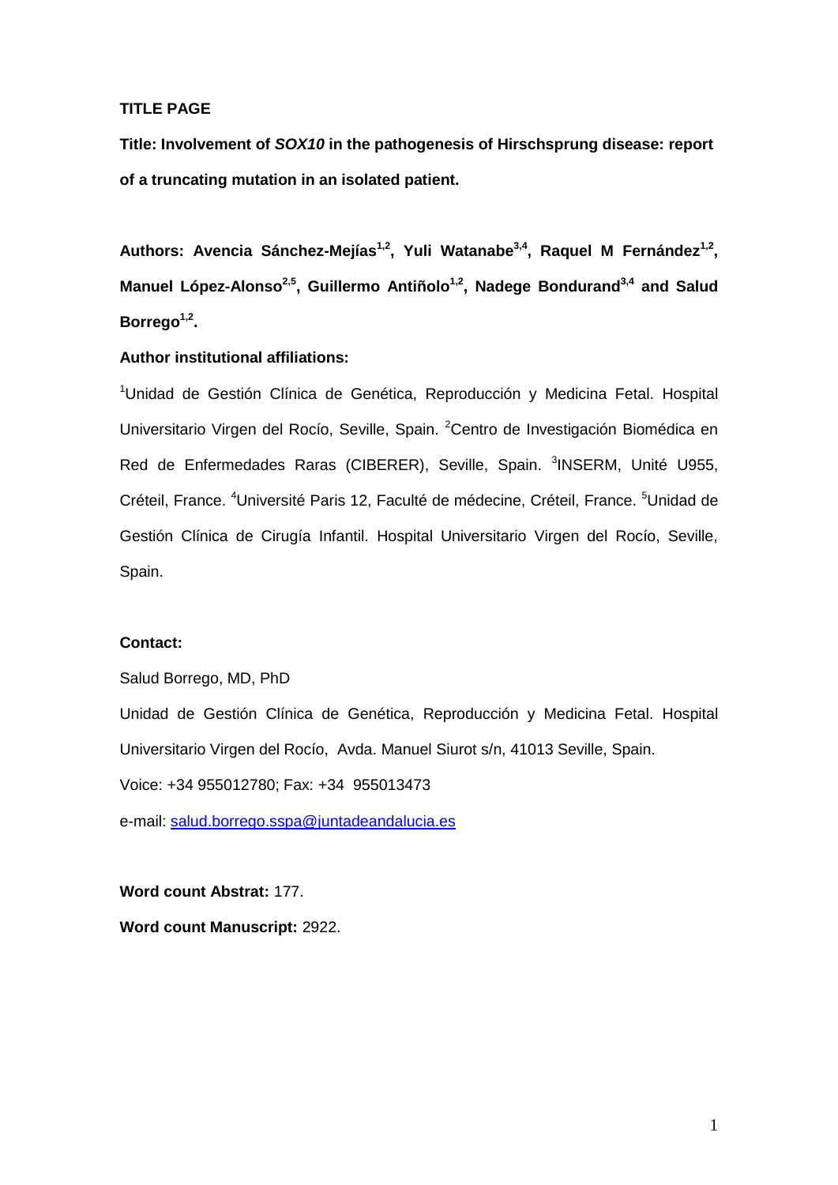**TITLE PAGE**

**Title: Involvement of *SOX10* in the pathogenesis of Hirschsprung disease: report of a truncating mutation in an isolated patient.**

**Authors: Avencia Sánchez-Mejías[1,2], Yuli Watanabe[3,4], Raquel M Fernández[1,2], Manuel López-Alonso[2,5], Guillermo Antiñolo[1,2], Nadege Bondurand[3,4] and Salud Borrego[1,2].**

**Author institutional affiliations:**

[1]Unidad de Gestión Clínica de Genética, Reproducción y Medicina Fetal. Hospital Universitario Virgen del Rocío, Seville, Spain. [2]Centro de Investigación Biomédica en Red de Enfermedades Raras (CIBERER), Seville, Spain. [3]INSERM, Unité U955, Créteil, France. [4]Université Paris 12, Faculté de médecine, Créteil, France. [5]Unidad de Gestión Clínica de Cirugía Infantil. Hospital Universitario Virgen del Rocío, Seville, Spain.

**Contact:**

Salud Borrego, MD, PhD

Unidad de Gestión Clínica de Genética, Reproducción y Medicina Fetal. Hospital Universitario Virgen del Rocío, Avda. Manuel Siurot s/n, 41013 Seville, Spain.

Voice: +34 955012780; Fax: +34 955013473

e-mail: salud.borrego.sspa@juntadeandalucia.es

**Word count Abstrat:** 177.

**Word count Manuscript:** 2922.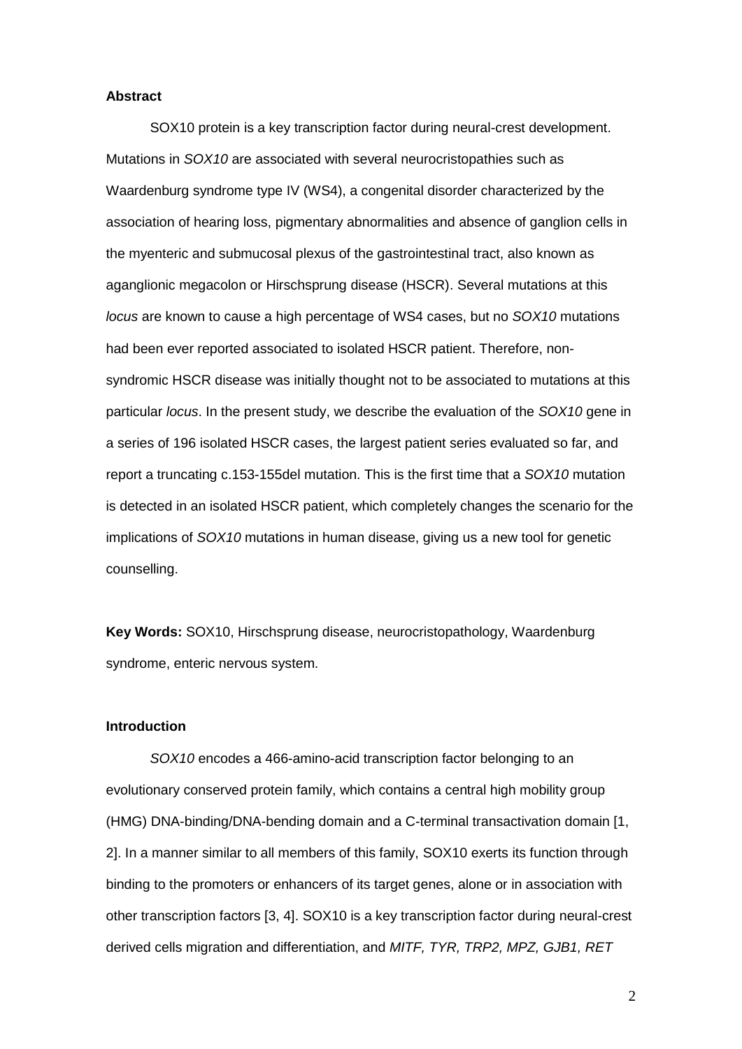**Abstract**

SOX10 protein is a key transcription factor during neural-crest development. Mutations in *SOX10* are associated with several neurocristopathies such as Waardenburg syndrome type IV (WS4), a congenital disorder characterized by the association of hearing loss, pigmentary abnormalities and absence of ganglion cells in the myenteric and submucosal plexus of the gastrointestinal tract, also known as aganglionic megacolon or Hirschsprung disease (HSCR). Several mutations at this *locus* are known to cause a high percentage of WS4 cases, but no *SOX10* mutations had been ever reported associated to isolated HSCR patient. Therefore, non-syndromic HSCR disease was initially thought not to be associated to mutations at this particular *locus*. In the present study, we describe the evaluation of the *SOX10* gene in a series of 196 isolated HSCR cases, the largest patient series evaluated so far, and report a truncating c.153-155del mutation. This is the first time that a *SOX10* mutation is detected in an isolated HSCR patient, which completely changes the scenario for the implications of *SOX10* mutations in human disease, giving us a new tool for genetic counselling.

**Key Words:** SOX10, Hirschsprung disease, neurocristopathology, Waardenburg syndrome, enteric nervous system.

**Introduction**

*SOX10* encodes a 466-amino-acid transcription factor belonging to an evolutionary conserved protein family, which contains a central high mobility group (HMG) DNA-binding/DNA-bending domain and a C-terminal transactivation domain [1, 2]. In a manner similar to all members of this family, SOX10 exerts its function through binding to the promoters or enhancers of its target genes, alone or in association with other transcription factors [3, 4]. SOX10 is a key transcription factor during neural-crest derived cells migration and differentiation, and *MITF, TYR, TRP2, MPZ, GJB1, RET*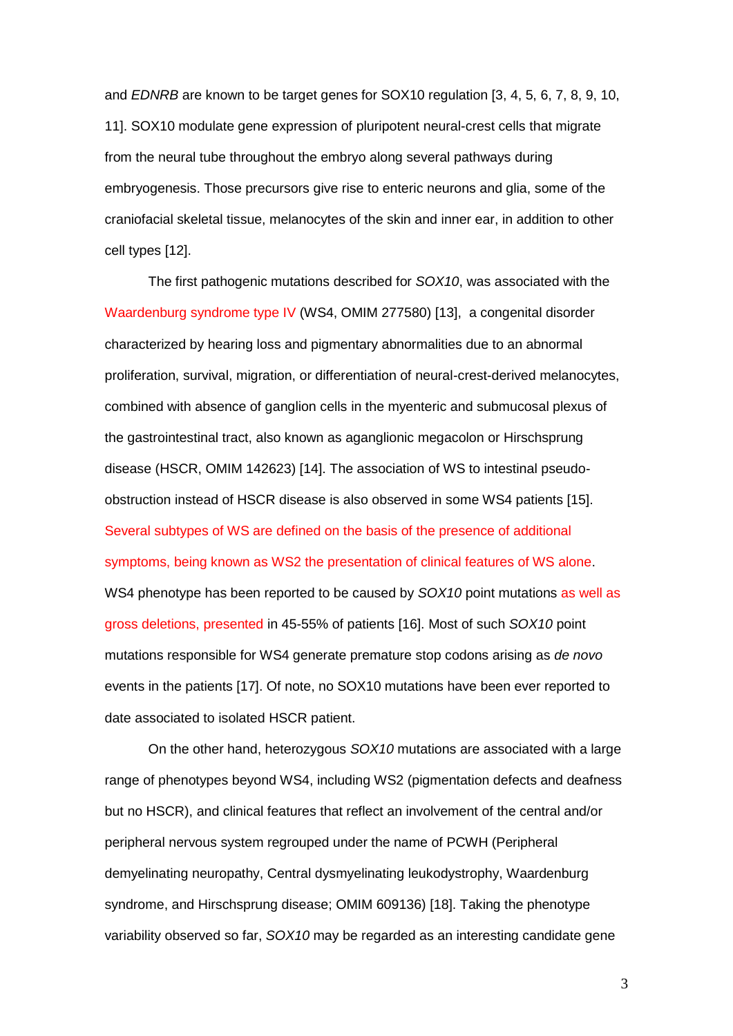and *EDNRB* are known to be target genes for SOX10 regulation [3, 4, 5, 6, 7, 8, 9, 10, 11]. SOX10 modulate gene expression of pluripotent neural-crest cells that migrate from the neural tube throughout the embryo along several pathways during embryogenesis. Those precursors give rise to enteric neurons and glia, some of the craniofacial skeletal tissue, melanocytes of the skin and inner ear, in addition to other cell types [12].

The first pathogenic mutations described for *SOX10*, was associated with the Waardenburg syndrome type IV (WS4, OMIM 277580) [13], a congenital disorder characterized by hearing loss and pigmentary abnormalities due to an abnormal proliferation, survival, migration, or differentiation of neural-crest-derived melanocytes, combined with absence of ganglion cells in the myenteric and submucosal plexus of the gastrointestinal tract, also known as aganglionic megacolon or Hirschsprung disease (HSCR, OMIM 142623) [14]. The association of WS to intestinal pseudo-obstruction instead of HSCR disease is also observed in some WS4 patients [15]. Several subtypes of WS are defined on the basis of the presence of additional symptoms, being known as WS2 the presentation of clinical features of WS alone. WS4 phenotype has been reported to be caused by *SOX10* point mutations as well as gross deletions, presented in 45-55% of patients [16]. Most of such *SOX10* point mutations responsible for WS4 generate premature stop codons arising as *de novo* events in the patients [17]. Of note, no SOX10 mutations have been ever reported to date associated to isolated HSCR patient.

On the other hand, heterozygous *SOX10* mutations are associated with a large range of phenotypes beyond WS4, including WS2 (pigmentation defects and deafness but no HSCR), and clinical features that reflect an involvement of the central and/or peripheral nervous system regrouped under the name of PCWH (Peripheral demyelinating neuropathy, Central dysmyelinating leukodystrophy, Waardenburg syndrome, and Hirschsprung disease; OMIM 609136) [18]. Taking the phenotype variability observed so far, *SOX10* may be regarded as an interesting candidate gene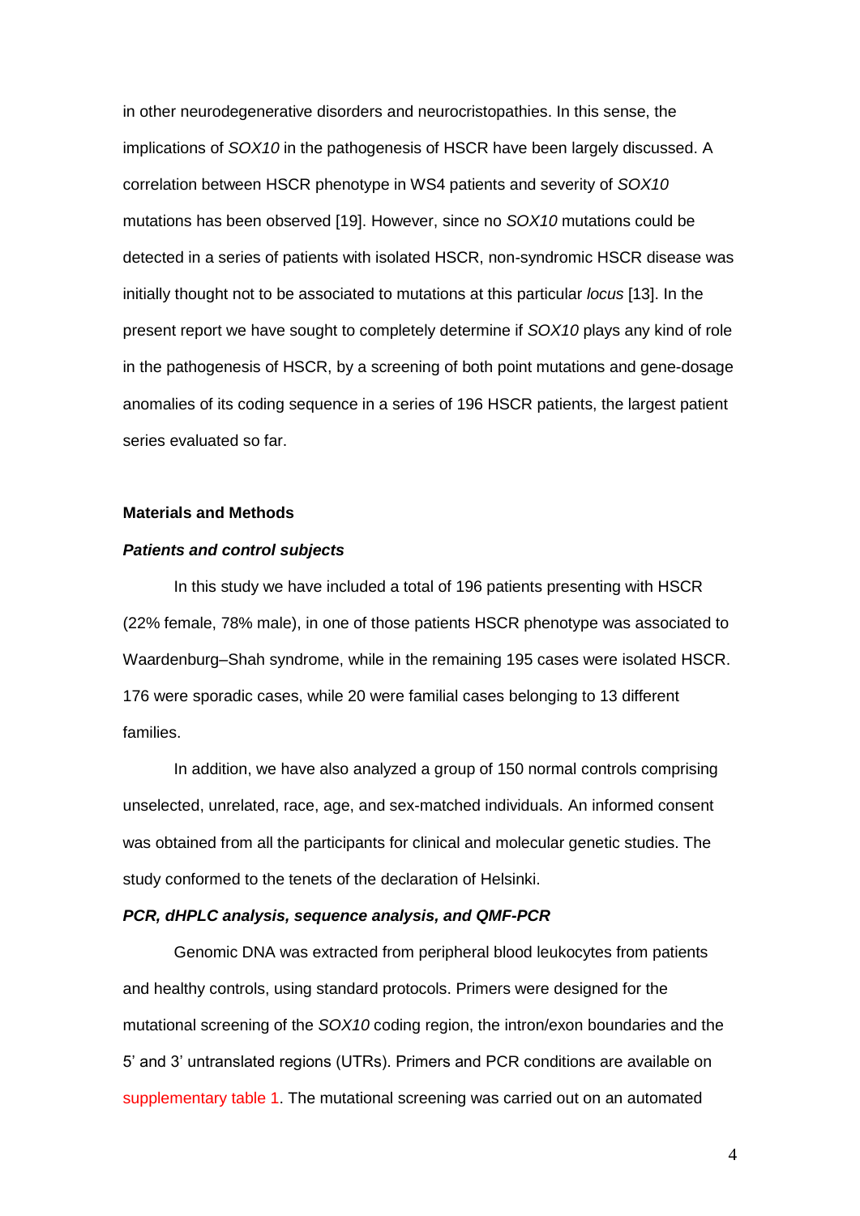in other neurodegenerative disorders and neurocristopathies. In this sense, the implications of *SOX10* in the pathogenesis of HSCR have been largely discussed. A correlation between HSCR phenotype in WS4 patients and severity of *SOX10* mutations has been observed [19]. However, since no *SOX10* mutations could be detected in a series of patients with isolated HSCR, non-syndromic HSCR disease was initially thought not to be associated to mutations at this particular *locus* [13]. In the present report we have sought to completely determine if *SOX10* plays any kind of role in the pathogenesis of HSCR, by a screening of both point mutations and gene-dosage anomalies of its coding sequence in a series of 196 HSCR patients, the largest patient series evaluated so far.

## Materials and Methods

### *Patients and control subjects*

In this study we have included a total of 196 patients presenting with HSCR (22% female, 78% male), in one of those patients HSCR phenotype was associated to Waardenburg–Shah syndrome, while in the remaining 195 cases were isolated HSCR. 176 were sporadic cases, while 20 were familial cases belonging to 13 different families.

In addition, we have also analyzed a group of 150 normal controls comprising unselected, unrelated, race, age, and sex-matched individuals. An informed consent was obtained from all the participants for clinical and molecular genetic studies. The study conformed to the tenets of the declaration of Helsinki.

### *PCR, dHPLC analysis, sequence analysis, and QMF-PCR*

Genomic DNA was extracted from peripheral blood leukocytes from patients and healthy controls, using standard protocols. Primers were designed for the mutational screening of the *SOX10* coding region, the intron/exon boundaries and the 5' and 3' untranslated regions (UTRs). Primers and PCR conditions are available on supplementary table 1. The mutational screening was carried out on an automated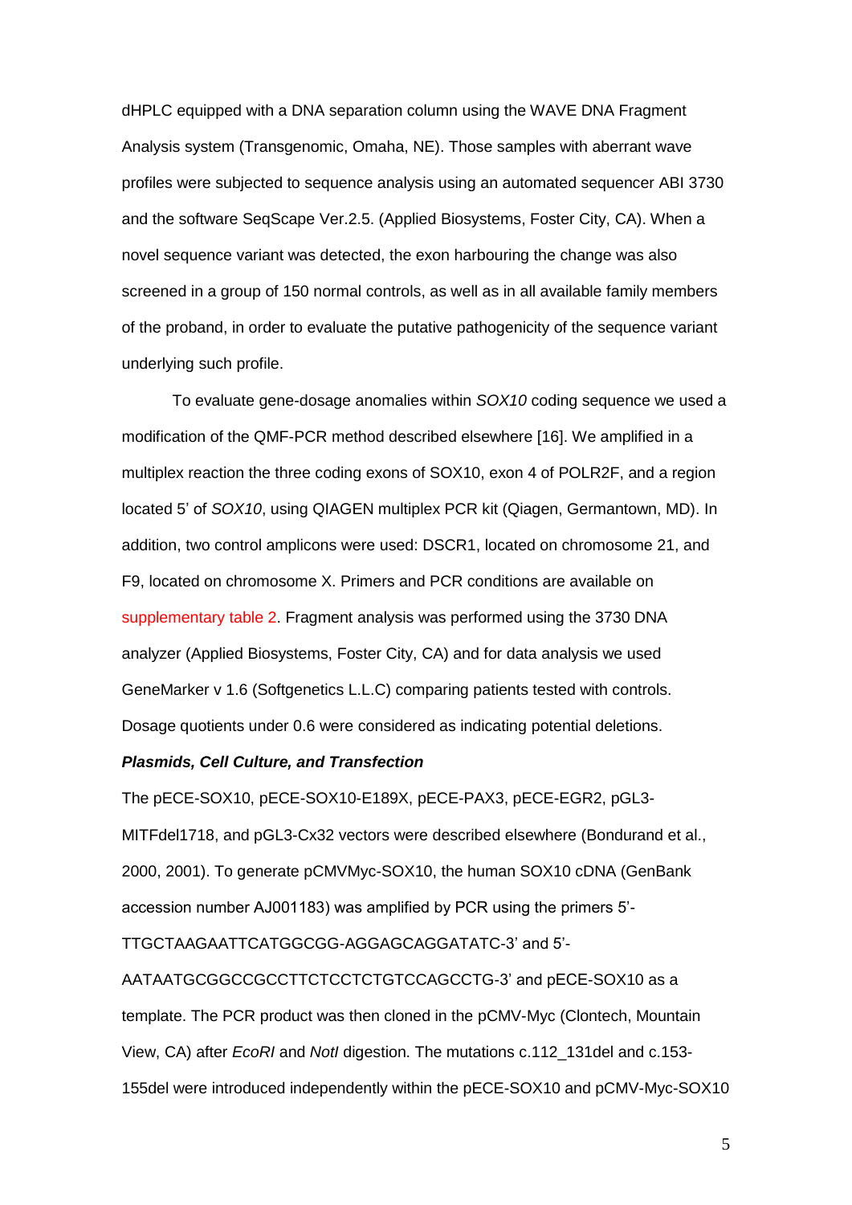dHPLC equipped with a DNA separation column using the WAVE DNA Fragment Analysis system (Transgenomic, Omaha, NE). Those samples with aberrant wave profiles were subjected to sequence analysis using an automated sequencer ABI 3730 and the software SeqScape Ver.2.5. (Applied Biosystems, Foster City, CA). When a novel sequence variant was detected, the exon harbouring the change was also screened in a group of 150 normal controls, as well as in all available family members of the proband, in order to evaluate the putative pathogenicity of the sequence variant underlying such profile.

To evaluate gene-dosage anomalies within *SOX10* coding sequence we used a modification of the QMF-PCR method described elsewhere [16]. We amplified in a multiplex reaction the three coding exons of SOX10, exon 4 of POLR2F, and a region located 5' of *SOX10*, using QIAGEN multiplex PCR kit (Qiagen, Germantown, MD). In addition, two control amplicons were used: DSCR1, located on chromosome 21, and F9, located on chromosome X. Primers and PCR conditions are available on supplementary table 2. Fragment analysis was performed using the 3730 DNA analyzer (Applied Biosystems, Foster City, CA) and for data analysis we used GeneMarker v 1.6 (Softgenetics L.L.C) comparing patients tested with controls. Dosage quotients under 0.6 were considered as indicating potential deletions.

***Plasmids, Cell Culture, and Transfection***

The pECE-SOX10, pECE-SOX10-E189X, pECE-PAX3, pECE-EGR2, pGL3-MITFdel1718, and pGL3-Cx32 vectors were described elsewhere (Bondurand et al., 2000, 2001). To generate pCMVMyc-SOX10, the human SOX10 cDNA (GenBank accession number AJ001183) was amplified by PCR using the primers 5'-TTGCTAAGAATTCATGGCGG-AGGAGCAGGATATC-3' and 5'-AATAATGCGGCCGCCTTCTCCTCTGTCCAGCCTG-3' and pECE-SOX10 as a template. The PCR product was then cloned in the pCMV-Myc (Clontech, Mountain View, CA) after *EcoRI* and *NotI* digestion. The mutations c.112_131del and c.153-155del were introduced independently within the pECE-SOX10 and pCMV-Myc-SOX10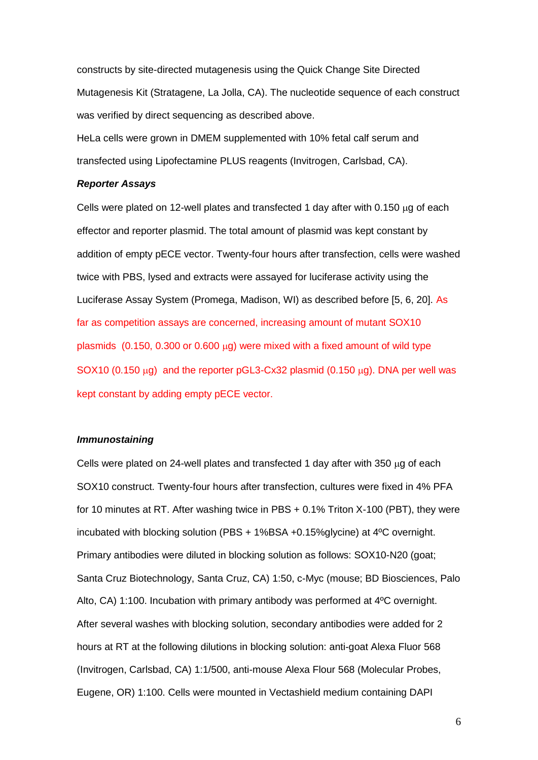constructs by site-directed mutagenesis using the Quick Change Site Directed Mutagenesis Kit (Stratagene, La Jolla, CA). The nucleotide sequence of each construct was verified by direct sequencing as described above.

HeLa cells were grown in DMEM supplemented with 10% fetal calf serum and transfected using Lipofectamine PLUS reagents (Invitrogen, Carlsbad, CA).

***Reporter Assays***

Cells were plated on 12-well plates and transfected 1 day after with 0.150 μg of each effector and reporter plasmid. The total amount of plasmid was kept constant by addition of empty pECE vector. Twenty-four hours after transfection, cells were washed twice with PBS, lysed and extracts were assayed for luciferase activity using the Luciferase Assay System (Promega, Madison, WI) as described before [5, 6, 20]. As far as competition assays are concerned, increasing amount of mutant SOX10 plasmids (0.150, 0.300 or 0.600 μg) were mixed with a fixed amount of wild type SOX10 (0.150 μg) and the reporter pGL3-Cx32 plasmid (0.150 μg). DNA per well was kept constant by adding empty pECE vector.

***Immunostaining***

Cells were plated on 24-well plates and transfected 1 day after with 350 μg of each SOX10 construct. Twenty-four hours after transfection, cultures were fixed in 4% PFA for 10 minutes at RT. After washing twice in PBS + 0.1% Triton X-100 (PBT), they were incubated with blocking solution (PBS + 1%BSA +0.15%glycine) at 4ºC overnight. Primary antibodies were diluted in blocking solution as follows: SOX10-N20 (goat; Santa Cruz Biotechnology, Santa Cruz, CA) 1:50, c-Myc (mouse; BD Biosciences, Palo Alto, CA) 1:100. Incubation with primary antibody was performed at 4ºC overnight. After several washes with blocking solution, secondary antibodies were added for 2 hours at RT at the following dilutions in blocking solution: anti-goat Alexa Fluor 568 (Invitrogen, Carlsbad, CA) 1:1/500, anti-mouse Alexa Flour 568 (Molecular Probes, Eugene, OR) 1:100. Cells were mounted in Vectashield medium containing DAPI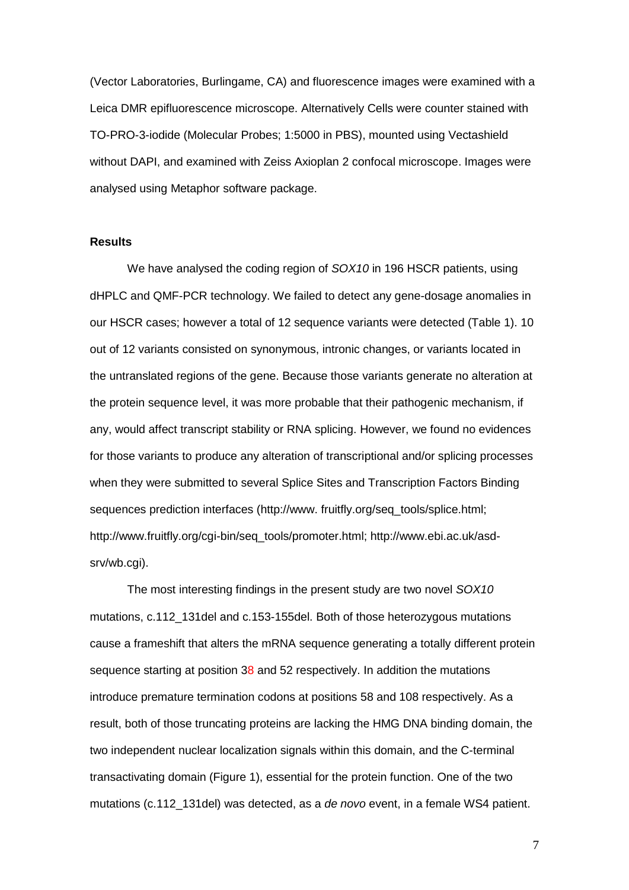(Vector Laboratories, Burlingame, CA) and fluorescence images were examined with a Leica DMR epifluorescence microscope. Alternatively Cells were counter stained with TO-PRO-3-iodide (Molecular Probes; 1:5000 in PBS), mounted using Vectashield without DAPI, and examined with Zeiss Axioplan 2 confocal microscope. Images were analysed using Metaphor software package.

**Results**

We have analysed the coding region of *SOX10* in 196 HSCR patients, using dHPLC and QMF-PCR technology. We failed to detect any gene-dosage anomalies in our HSCR cases; however a total of 12 sequence variants were detected (Table 1). 10 out of 12 variants consisted on synonymous, intronic changes, or variants located in the untranslated regions of the gene. Because those variants generate no alteration at the protein sequence level, it was more probable that their pathogenic mechanism, if any, would affect transcript stability or RNA splicing. However, we found no evidences for those variants to produce any alteration of transcriptional and/or splicing processes when they were submitted to several Splice Sites and Transcription Factors Binding sequences prediction interfaces (http://www. fruitfly.org/seq_tools/splice.html; http://www.fruitfly.org/cgi-bin/seq_tools/promoter.html; http://www.ebi.ac.uk/asd-srv/wb.cgi).

The most interesting findings in the present study are two novel *SOX10* mutations, c.112_131del and c.153-155del. Both of those heterozygous mutations cause a frameshift that alters the mRNA sequence generating a totally different protein sequence starting at position 38 and 52 respectively. In addition the mutations introduce premature termination codons at positions 58 and 108 respectively. As a result, both of those truncating proteins are lacking the HMG DNA binding domain, the two independent nuclear localization signals within this domain, and the C-terminal transactivating domain (Figure 1), essential for the protein function. One of the two mutations (c.112_131del) was detected, as a *de novo* event, in a female WS4 patient.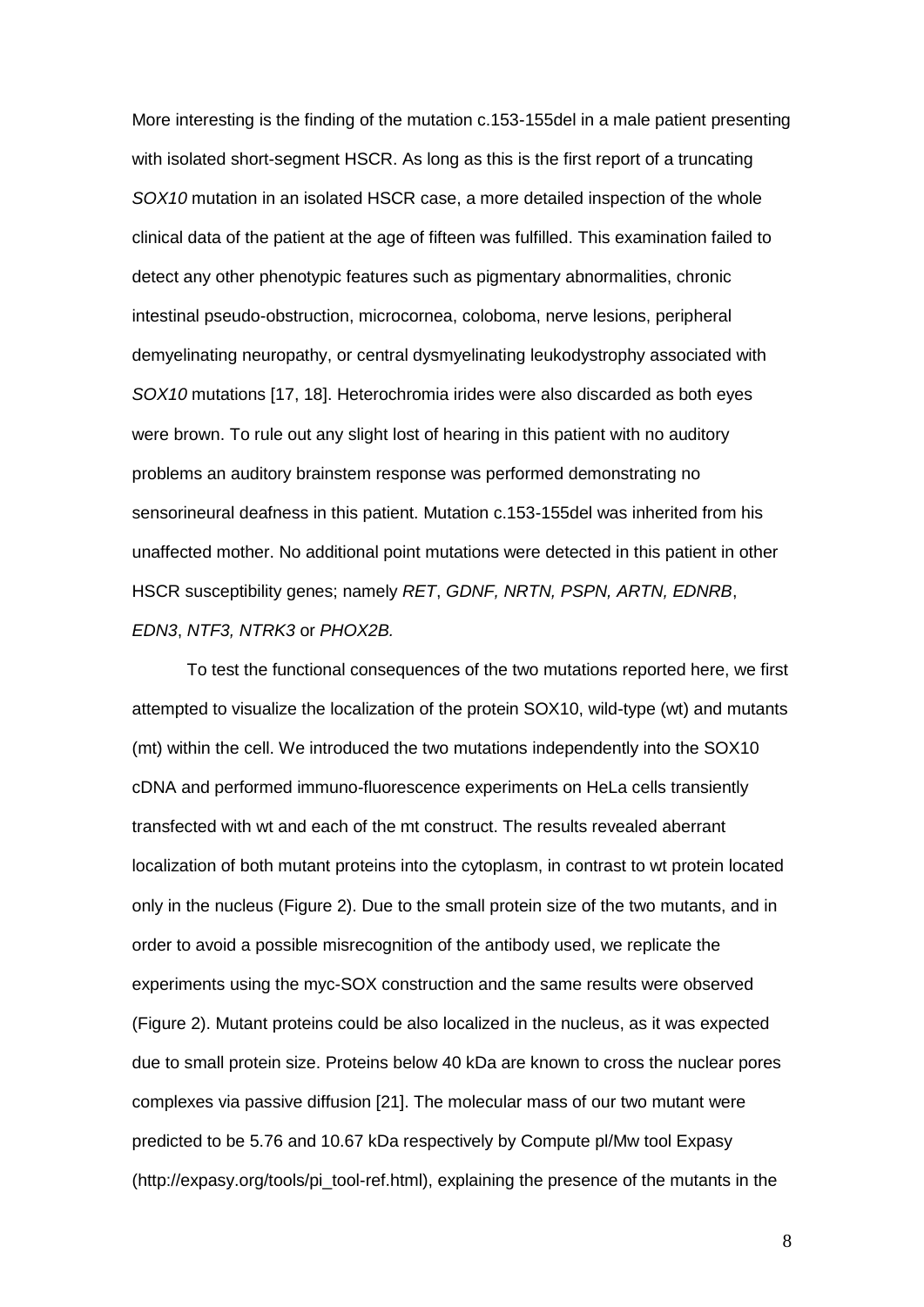More interesting is the finding of the mutation c.153-155del in a male patient presenting with isolated short-segment HSCR. As long as this is the first report of a truncating *SOX10* mutation in an isolated HSCR case, a more detailed inspection of the whole clinical data of the patient at the age of fifteen was fulfilled. This examination failed to detect any other phenotypic features such as pigmentary abnormalities, chronic intestinal pseudo-obstruction, microcornea, coloboma, nerve lesions, peripheral demyelinating neuropathy, or central dysmyelinating leukodystrophy associated with *SOX10* mutations [17, 18]. Heterochromia irides were also discarded as both eyes were brown. To rule out any slight lost of hearing in this patient with no auditory problems an auditory brainstem response was performed demonstrating no sensorineural deafness in this patient. Mutation c.153-155del was inherited from his unaffected mother. No additional point mutations were detected in this patient in other HSCR susceptibility genes; namely *RET*, *GDNF, NRTN, PSPN, ARTN, EDNRB*, *EDN3*, *NTF3, NTRK3* or *PHOX2B.*

To test the functional consequences of the two mutations reported here, we first attempted to visualize the localization of the protein SOX10, wild-type (wt) and mutants (mt) within the cell. We introduced the two mutations independently into the SOX10 cDNA and performed immuno-fluorescence experiments on HeLa cells transiently transfected with wt and each of the mt construct. The results revealed aberrant localization of both mutant proteins into the cytoplasm, in contrast to wt protein located only in the nucleus (Figure 2). Due to the small protein size of the two mutants, and in order to avoid a possible misrecognition of the antibody used, we replicate the experiments using the myc-SOX construction and the same results were observed (Figure 2). Mutant proteins could be also localized in the nucleus, as it was expected due to small protein size. Proteins below 40 kDa are known to cross the nuclear pores complexes via passive diffusion [21]. The molecular mass of our two mutant were predicted to be 5.76 and 10.67 kDa respectively by Compute pI/Mw tool Expasy (http://expasy.org/tools/pi_tool-ref.html), explaining the presence of the mutants in the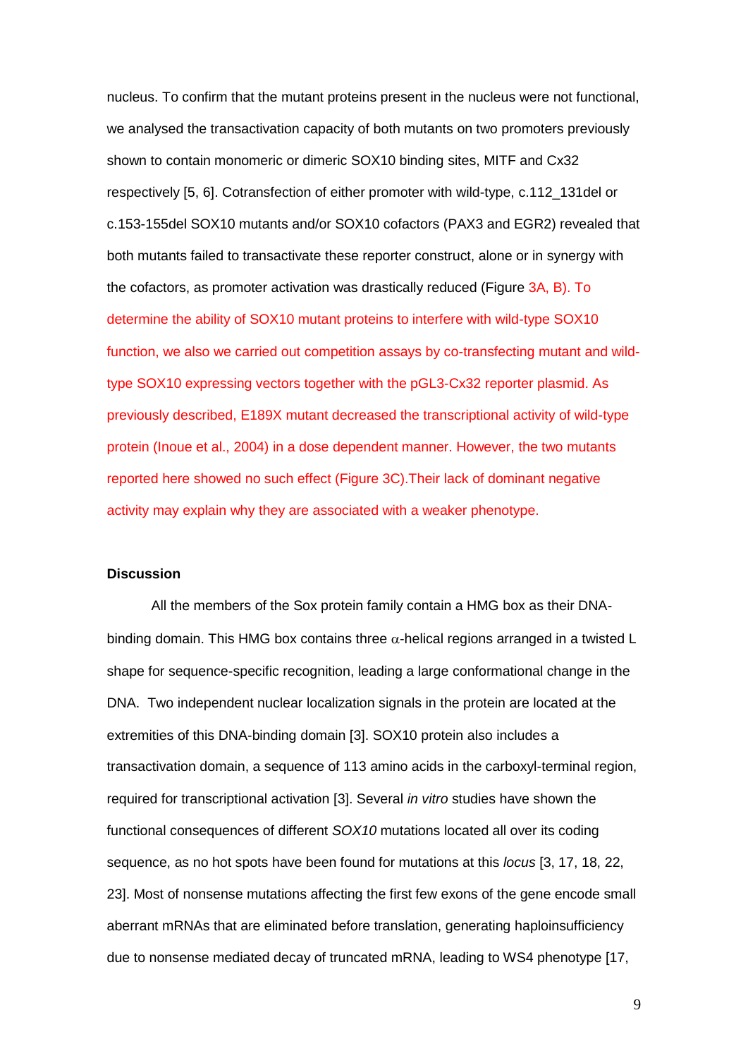nucleus. To confirm that the mutant proteins present in the nucleus were not functional, we analysed the transactivation capacity of both mutants on two promoters previously shown to contain monomeric or dimeric SOX10 binding sites, MITF and Cx32 respectively [5, 6]. Cotransfection of either promoter with wild-type, c.112_131del or c.153-155del SOX10 mutants and/or SOX10 cofactors (PAX3 and EGR2) revealed that both mutants failed to transactivate these reporter construct, alone or in synergy with the cofactors, as promoter activation was drastically reduced (Figure 3A, B). To determine the ability of SOX10 mutant proteins to interfere with wild-type SOX10 function, we also we carried out competition assays by co-transfecting mutant and wild-type SOX10 expressing vectors together with the pGL3-Cx32 reporter plasmid. As previously described, E189X mutant decreased the transcriptional activity of wild-type protein (Inoue et al., 2004) in a dose dependent manner. However, the two mutants reported here showed no such effect (Figure 3C).Their lack of dominant negative activity may explain why they are associated with a weaker phenotype.

## Discussion

All the members of the Sox protein family contain a HMG box as their DNA-binding domain. This HMG box contains three α-helical regions arranged in a twisted L shape for sequence-specific recognition, leading a large conformational change in the DNA. Two independent nuclear localization signals in the protein are located at the extremities of this DNA-binding domain [3]. SOX10 protein also includes a transactivation domain, a sequence of 113 amino acids in the carboxyl-terminal region, required for transcriptional activation [3]. Several *in vitro* studies have shown the functional consequences of different *SOX10* mutations located all over its coding sequence, as no hot spots have been found for mutations at this *locus* [3, 17, 18, 22, 23]. Most of nonsense mutations affecting the first few exons of the gene encode small aberrant mRNAs that are eliminated before translation, generating haploinsufficiency due to nonsense mediated decay of truncated mRNA, leading to WS4 phenotype [17,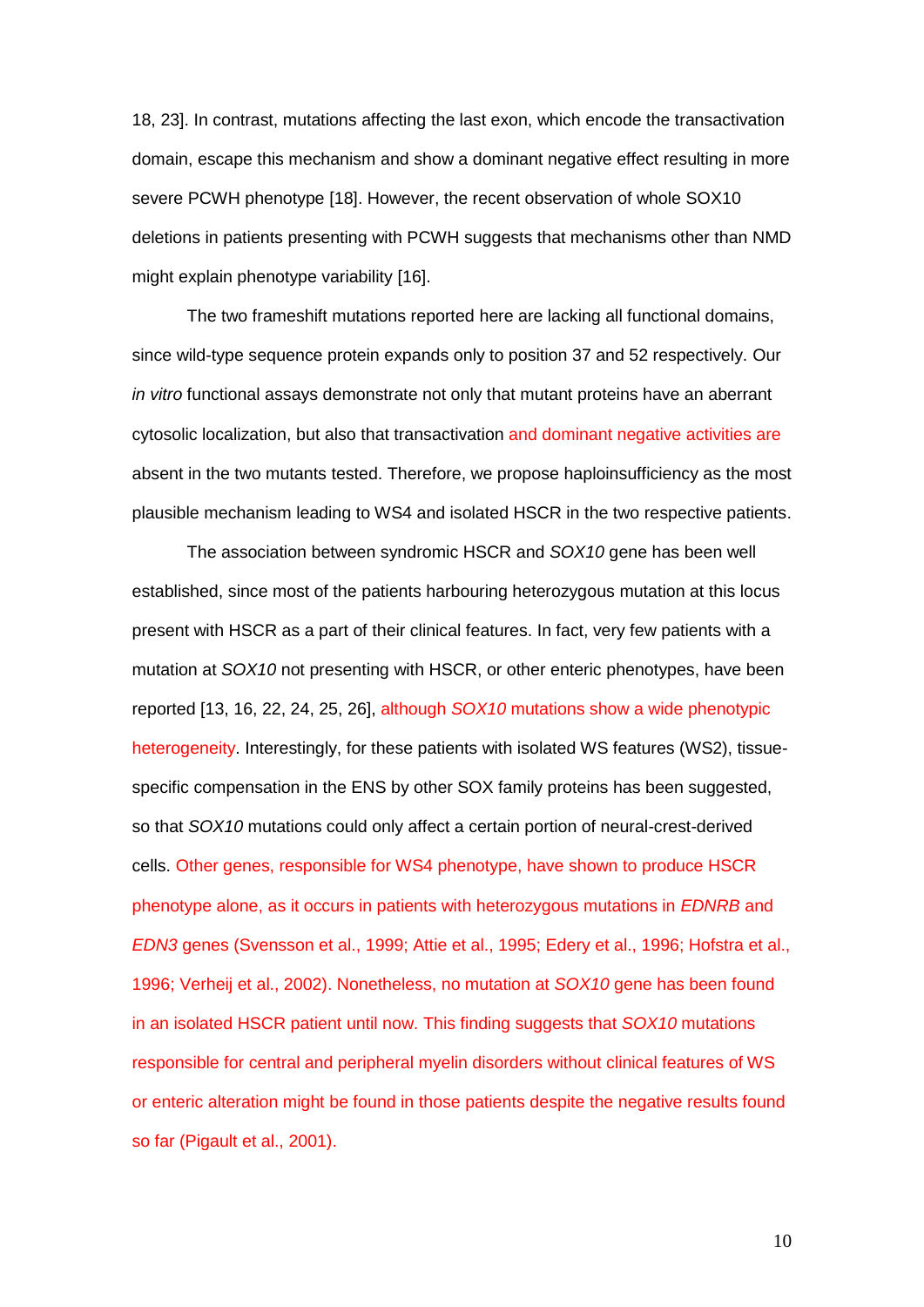18, 23]. In contrast, mutations affecting the last exon, which encode the transactivation domain, escape this mechanism and show a dominant negative effect resulting in more severe PCWH phenotype [18]. However, the recent observation of whole SOX10 deletions in patients presenting with PCWH suggests that mechanisms other than NMD might explain phenotype variability [16].

The two frameshift mutations reported here are lacking all functional domains, since wild-type sequence protein expands only to position 37 and 52 respectively. Our *in vitro* functional assays demonstrate not only that mutant proteins have an aberrant cytosolic localization, but also that transactivation and dominant negative activities are absent in the two mutants tested. Therefore, we propose haploinsufficiency as the most plausible mechanism leading to WS4 and isolated HSCR in the two respective patients.

The association between syndromic HSCR and *SOX10* gene has been well established, since most of the patients harbouring heterozygous mutation at this locus present with HSCR as a part of their clinical features. In fact, very few patients with a mutation at *SOX10* not presenting with HSCR, or other enteric phenotypes, have been reported [13, 16, 22, 24, 25, 26], although *SOX10* mutations show a wide phenotypic heterogeneity. Interestingly, for these patients with isolated WS features (WS2), tissue-specific compensation in the ENS by other SOX family proteins has been suggested, so that *SOX10* mutations could only affect a certain portion of neural-crest-derived cells. Other genes, responsible for WS4 phenotype, have shown to produce HSCR phenotype alone, as it occurs in patients with heterozygous mutations in *EDNRB* and *EDN3* genes (Svensson et al., 1999; Attie et al., 1995; Edery et al., 1996; Hofstra et al., 1996; Verheij et al., 2002). Nonetheless, no mutation at *SOX10* gene has been found in an isolated HSCR patient until now. This finding suggests that *SOX10* mutations responsible for central and peripheral myelin disorders without clinical features of WS or enteric alteration might be found in those patients despite the negative results found so far (Pigault et al., 2001).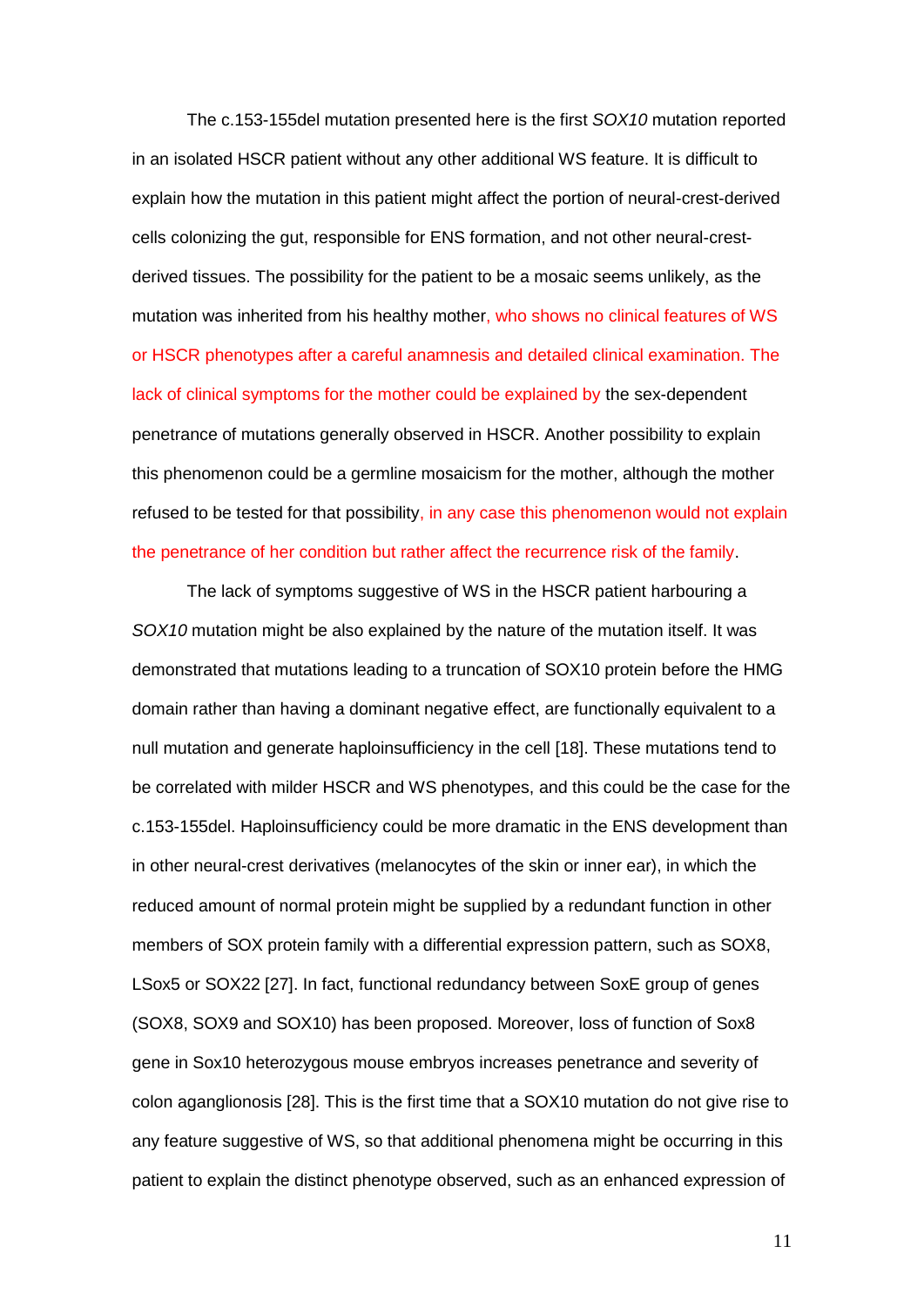The c.153-155del mutation presented here is the first *SOX10* mutation reported in an isolated HSCR patient without any other additional WS feature. It is difficult to explain how the mutation in this patient might affect the portion of neural-crest-derived cells colonizing the gut, responsible for ENS formation, and not other neural-crest-derived tissues. The possibility for the patient to be a mosaic seems unlikely, as the mutation was inherited from his healthy mother, who shows no clinical features of WS or HSCR phenotypes after a careful anamnesis and detailed clinical examination. The lack of clinical symptoms for the mother could be explained by the sex-dependent penetrance of mutations generally observed in HSCR. Another possibility to explain this phenomenon could be a germline mosaicism for the mother, although the mother refused to be tested for that possibility, in any case this phenomenon would not explain the penetrance of her condition but rather affect the recurrence risk of the family.

The lack of symptoms suggestive of WS in the HSCR patient harbouring a *SOX10* mutation might be also explained by the nature of the mutation itself. It was demonstrated that mutations leading to a truncation of SOX10 protein before the HMG domain rather than having a dominant negative effect, are functionally equivalent to a null mutation and generate haploinsufficiency in the cell [18]. These mutations tend to be correlated with milder HSCR and WS phenotypes, and this could be the case for the c.153-155del. Haploinsufficiency could be more dramatic in the ENS development than in other neural-crest derivatives (melanocytes of the skin or inner ear), in which the reduced amount of normal protein might be supplied by a redundant function in other members of SOX protein family with a differential expression pattern, such as SOX8, LSox5 or SOX22 [27]. In fact, functional redundancy between SoxE group of genes (SOX8, SOX9 and SOX10) has been proposed. Moreover, loss of function of Sox8 gene in Sox10 heterozygous mouse embryos increases penetrance and severity of colon aganglionosis [28]. This is the first time that a SOX10 mutation do not give rise to any feature suggestive of WS, so that additional phenomena might be occurring in this patient to explain the distinct phenotype observed, such as an enhanced expression of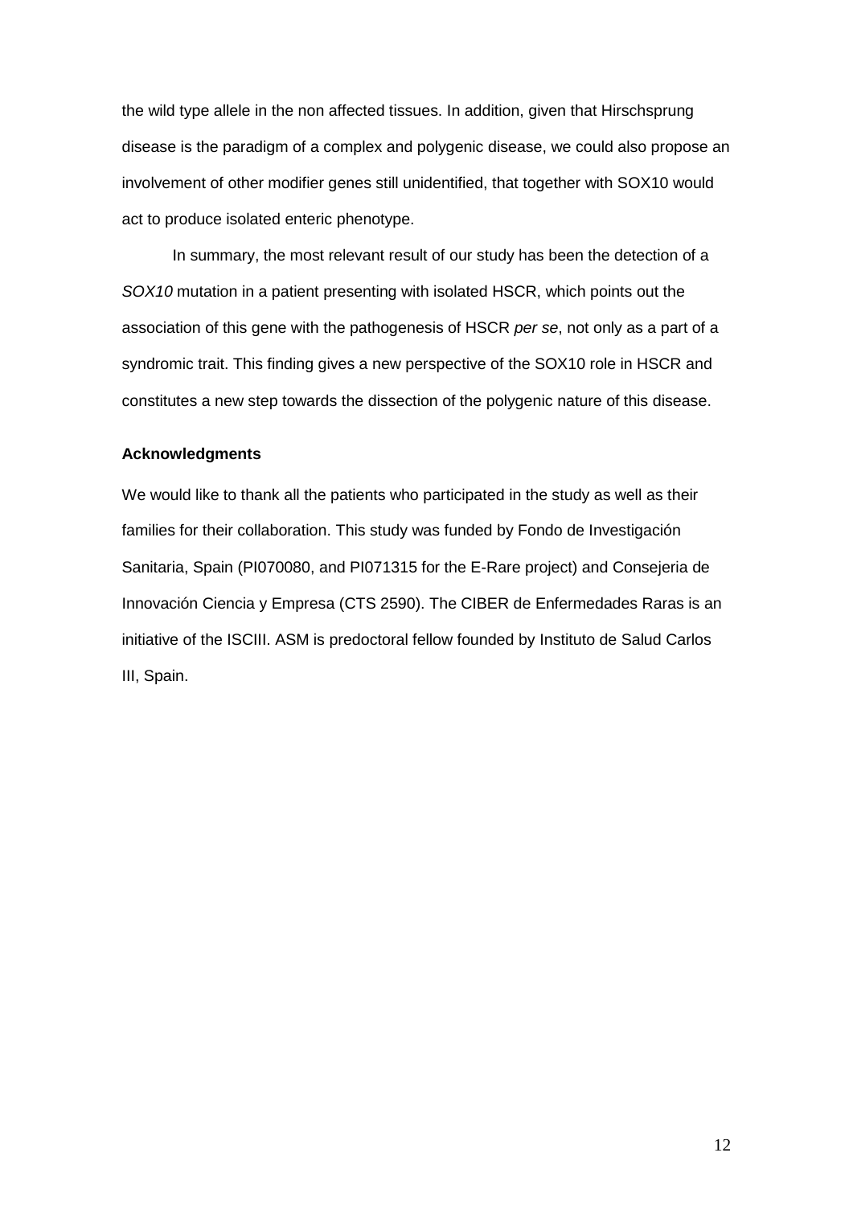the wild type allele in the non affected tissues. In addition, given that Hirschsprung disease is the paradigm of a complex and polygenic disease, we could also propose an involvement of other modifier genes still unidentified, that together with SOX10 would act to produce isolated enteric phenotype.

In summary, the most relevant result of our study has been the detection of a *SOX10* mutation in a patient presenting with isolated HSCR, which points out the association of this gene with the pathogenesis of HSCR *per se*, not only as a part of a syndromic trait. This finding gives a new perspective of the SOX10 role in HSCR and constitutes a new step towards the dissection of the polygenic nature of this disease.

**Acknowledgments**

We would like to thank all the patients who participated in the study as well as their families for their collaboration. This study was funded by Fondo de Investigación Sanitaria, Spain (PI070080, and PI071315 for the E-Rare project) and Consejeria de Innovación Ciencia y Empresa (CTS 2590). The CIBER de Enfermedades Raras is an initiative of the ISCIII. ASM is predoctoral fellow founded by Instituto de Salud Carlos III, Spain.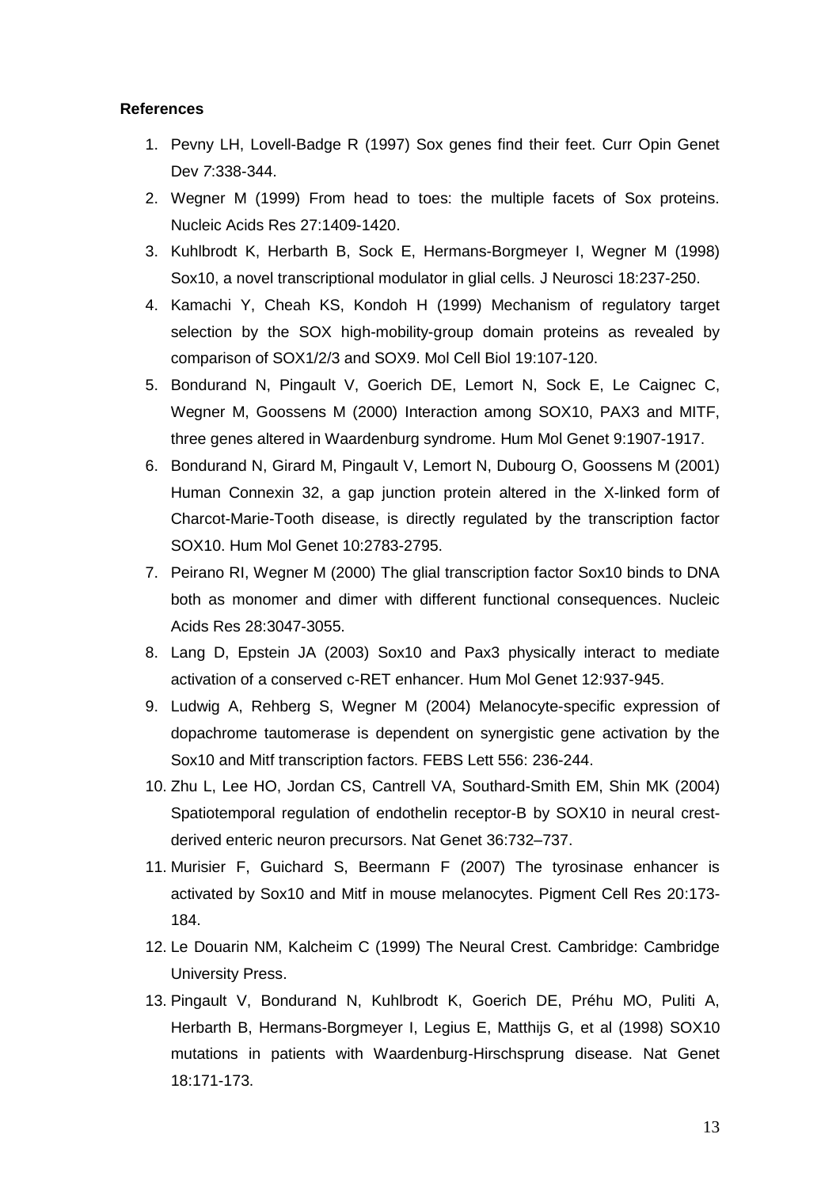**References**

1. Pevny LH, Lovell-Badge R (1997) Sox genes find their feet. Curr Opin Genet Dev 7:338-344.
2. Wegner M (1999) From head to toes: the multiple facets of Sox proteins. Nucleic Acids Res 27:1409-1420.
3. Kuhlbrodt K, Herbarth B, Sock E, Hermans-Borgmeyer I, Wegner M (1998) Sox10, a novel transcriptional modulator in glial cells. J Neurosci 18:237-250.
4. Kamachi Y, Cheah KS, Kondoh H (1999) Mechanism of regulatory target selection by the SOX high-mobility-group domain proteins as revealed by comparison of SOX1/2/3 and SOX9. Mol Cell Biol 19:107-120.
5. Bondurand N, Pingault V, Goerich DE, Lemort N, Sock E, Le Caignec C, Wegner M, Goossens M (2000) Interaction among SOX10, PAX3 and MITF, three genes altered in Waardenburg syndrome. Hum Mol Genet 9:1907-1917.
6. Bondurand N, Girard M, Pingault V, Lemort N, Dubourg O, Goossens M (2001) Human Connexin 32, a gap junction protein altered in the X-linked form of Charcot-Marie-Tooth disease, is directly regulated by the transcription factor SOX10. Hum Mol Genet 10:2783-2795.
7. Peirano RI, Wegner M (2000) The glial transcription factor Sox10 binds to DNA both as monomer and dimer with different functional consequences. Nucleic Acids Res 28:3047-3055.
8. Lang D, Epstein JA (2003) Sox10 and Pax3 physically interact to mediate activation of a conserved c-RET enhancer. Hum Mol Genet 12:937-945.
9. Ludwig A, Rehberg S, Wegner M (2004) Melanocyte-specific expression of dopachrome tautomerase is dependent on synergistic gene activation by the Sox10 and Mitf transcription factors. FEBS Lett 556: 236-244.
10. Zhu L, Lee HO, Jordan CS, Cantrell VA, Southard-Smith EM, Shin MK (2004) Spatiotemporal regulation of endothelin receptor-B by SOX10 in neural crest-derived enteric neuron precursors. Nat Genet 36:732–737.
11. Murisier F, Guichard S, Beermann F (2007) The tyrosinase enhancer is activated by Sox10 and Mitf in mouse melanocytes. Pigment Cell Res 20:173-184.
12. Le Douarin NM, Kalcheim C (1999) The Neural Crest. Cambridge: Cambridge University Press.
13. Pingault V, Bondurand N, Kuhlbrodt K, Goerich DE, Préhu MO, Puliti A, Herbarth B, Hermans-Borgmeyer I, Legius E, Matthijs G, et al (1998) SOX10 mutations in patients with Waardenburg-Hirschsprung disease. Nat Genet 18:171-173.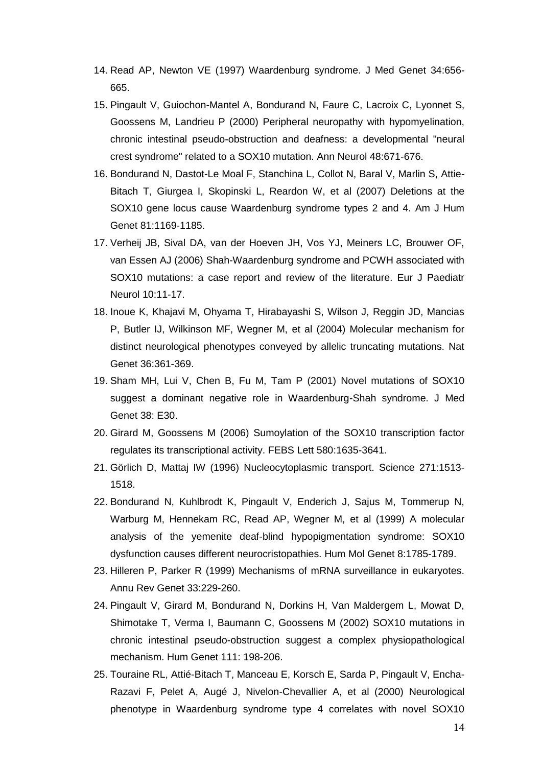14. Read AP, Newton VE (1997) Waardenburg syndrome. J Med Genet 34:656-665.
15. Pingault V, Guiochon-Mantel A, Bondurand N, Faure C, Lacroix C, Lyonnet S, Goossens M, Landrieu P (2000) Peripheral neuropathy with hypomyelination, chronic intestinal pseudo-obstruction and deafness: a developmental "neural crest syndrome" related to a SOX10 mutation. Ann Neurol 48:671-676.
16. Bondurand N, Dastot-Le Moal F, Stanchina L, Collot N, Baral V, Marlin S, Attie-Bitach T, Giurgea I, Skopinski L, Reardon W, et al (2007) Deletions at the SOX10 gene locus cause Waardenburg syndrome types 2 and 4. Am J Hum Genet 81:1169-1185.
17. Verheij JB, Sival DA, van der Hoeven JH, Vos YJ, Meiners LC, Brouwer OF, van Essen AJ (2006) Shah-Waardenburg syndrome and PCWH associated with SOX10 mutations: a case report and review of the literature. Eur J Paediatr Neurol 10:11-17.
18. Inoue K, Khajavi M, Ohyama T, Hirabayashi S, Wilson J, Reggin JD, Mancias P, Butler IJ, Wilkinson MF, Wegner M, et al (2004) Molecular mechanism for distinct neurological phenotypes conveyed by allelic truncating mutations. Nat Genet 36:361-369.
19. Sham MH, Lui V, Chen B, Fu M, Tam P (2001) Novel mutations of SOX10 suggest a dominant negative role in Waardenburg-Shah syndrome. J Med Genet 38: E30.
20. Girard M, Goossens M (2006) Sumoylation of the SOX10 transcription factor regulates its transcriptional activity. FEBS Lett 580:1635-3641.
21. Görlich D, Mattaj IW (1996) Nucleocytoplasmic transport. Science 271:1513-1518.
22. Bondurand N, Kuhlbrodt K, Pingault V, Enderich J, Sajus M, Tommerup N, Warburg M, Hennekam RC, Read AP, Wegner M, et al (1999) A molecular analysis of the yemenite deaf-blind hypopigmentation syndrome: SOX10 dysfunction causes different neurocristopathies. Hum Mol Genet 8:1785-1789.
23. Hilleren P, Parker R (1999) Mechanisms of mRNA surveillance in eukaryotes. Annu Rev Genet 33:229-260.
24. Pingault V, Girard M, Bondurand N, Dorkins H, Van Maldergem L, Mowat D, Shimotake T, Verma I, Baumann C, Goossens M (2002) SOX10 mutations in chronic intestinal pseudo-obstruction suggest a complex physiopathological mechanism. Hum Genet 111: 198-206.
25. Touraine RL, Attié-Bitach T, Manceau E, Korsch E, Sarda P, Pingault V, Encha-Razavi F, Pelet A, Augé J, Nivelon-Chevallier A, et al (2000) Neurological phenotype in Waardenburg syndrome type 4 correlates with novel SOX10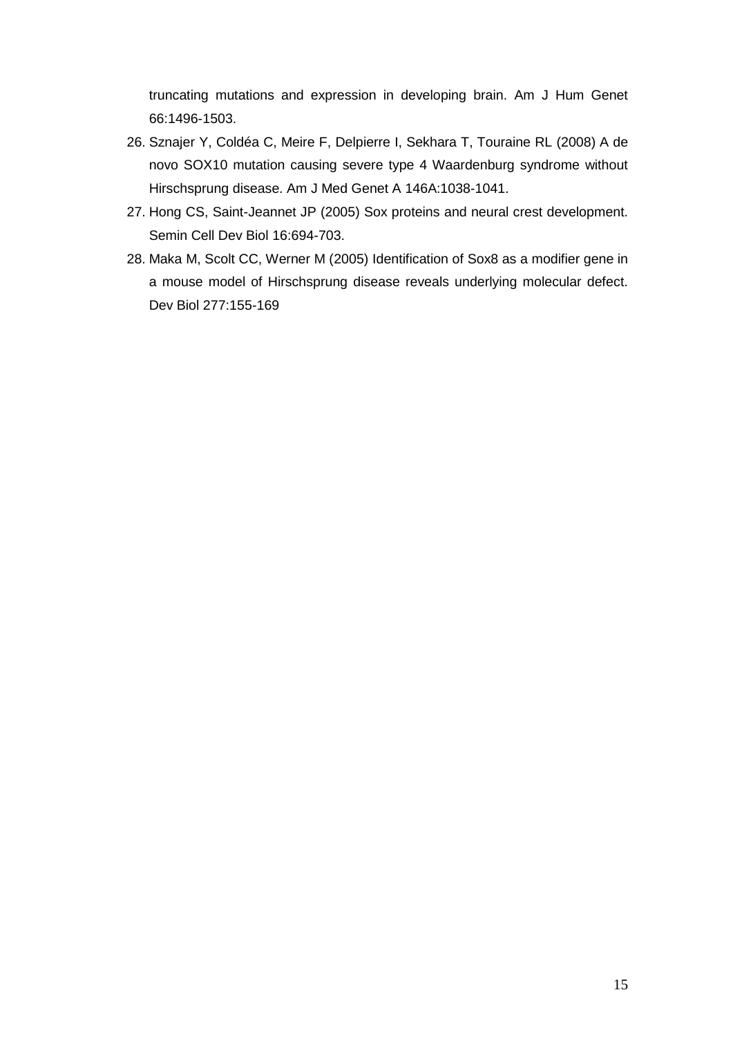truncating mutations and expression in developing brain. Am J Hum Genet 66:1496-1503.

26. Sznajer Y, Coldéa C, Meire F, Delpierre I, Sekhara T, Touraine RL (2008) A de novo SOX10 mutation causing severe type 4 Waardenburg syndrome without Hirschsprung disease. Am J Med Genet A 146A:1038-1041.
27. Hong CS, Saint-Jeannet JP (2005) Sox proteins and neural crest development. Semin Cell Dev Biol 16:694-703.
28. Maka M, Scolt CC, Werner M (2005) Identification of Sox8 as a modifier gene in a mouse model of Hirschsprung disease reveals underlying molecular defect. Dev Biol 277:155-169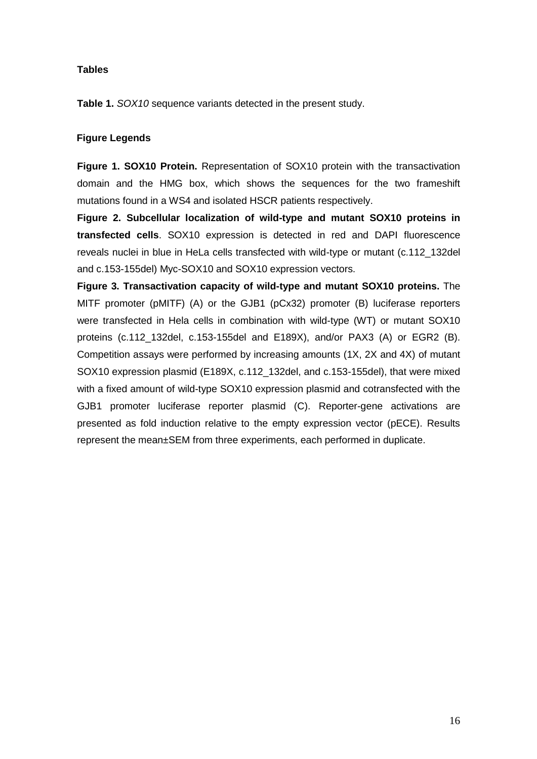## Tables

**Table 1.** *SOX10* sequence variants detected in the present study.

## Figure Legends

**Figure 1. SOX10 Protein.** Representation of SOX10 protein with the transactivation domain and the HMG box, which shows the sequences for the two frameshift mutations found in a WS4 and isolated HSCR patients respectively.

**Figure 2. Subcellular localization of wild-type and mutant SOX10 proteins in transfected cells**. SOX10 expression is detected in red and DAPI fluorescence reveals nuclei in blue in HeLa cells transfected with wild-type or mutant (c.112_132del and c.153-155del) Myc-SOX10 and SOX10 expression vectors.

**Figure 3. Transactivation capacity of wild-type and mutant SOX10 proteins.** The MITF promoter (pMITF) (A) or the GJB1 (pCx32) promoter (B) luciferase reporters were transfected in Hela cells in combination with wild-type (WT) or mutant SOX10 proteins (c.112_132del, c.153-155del and E189X), and/or PAX3 (A) or EGR2 (B). Competition assays were performed by increasing amounts (1X, 2X and 4X) of mutant SOX10 expression plasmid (E189X, c.112_132del, and c.153-155del), that were mixed with a fixed amount of wild-type SOX10 expression plasmid and cotransfected with the GJB1 promoter luciferase reporter plasmid (C). Reporter-gene activations are presented as fold induction relative to the empty expression vector (pECE). Results represent the mean±SEM from three experiments, each performed in duplicate.